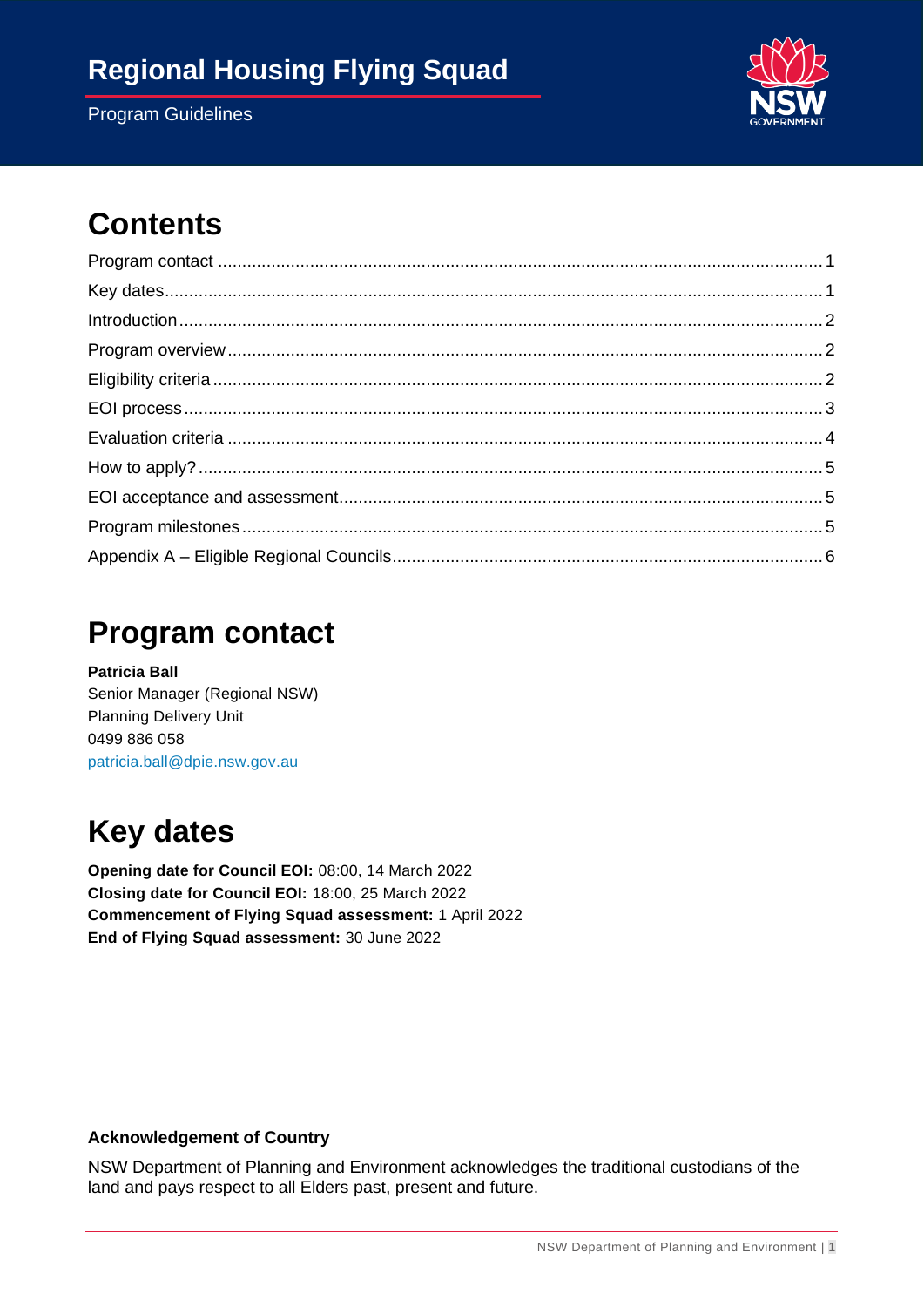# Regional Housing Flying Squad

Program Guidelines

## Contents

- Program contact ... 1
- Key dates ... 1
- Introduction ... 2
- Program overview ... 2
- Eligibility criteria ... 2
- EOI process ... 3
- Evaluation criteria ... 4
- How to apply? ... 5
- EOI acceptance and assessment ... 5
- Program milestones ... 5
- Appendix A – Eligible Regional Councils ... 6

## Program contact

**Patricia Ball**
Senior Manager (Regional NSW)
Planning Delivery Unit
0499 886 058
patricia.ball@dpie.nsw.gov.au

## Key dates

**Opening date for Council EOI:** 08:00, 14 March 2022
**Closing date for Council EOI:** 18:00, 25 March 2022
**Commencement of Flying Squad assessment:** 1 April 2022
**End of Flying Squad assessment:** 30 June 2022

**Acknowledgement of Country**

NSW Department of Planning and Environment acknowledges the traditional custodians of the land and pays respect to all Elders past, present and future.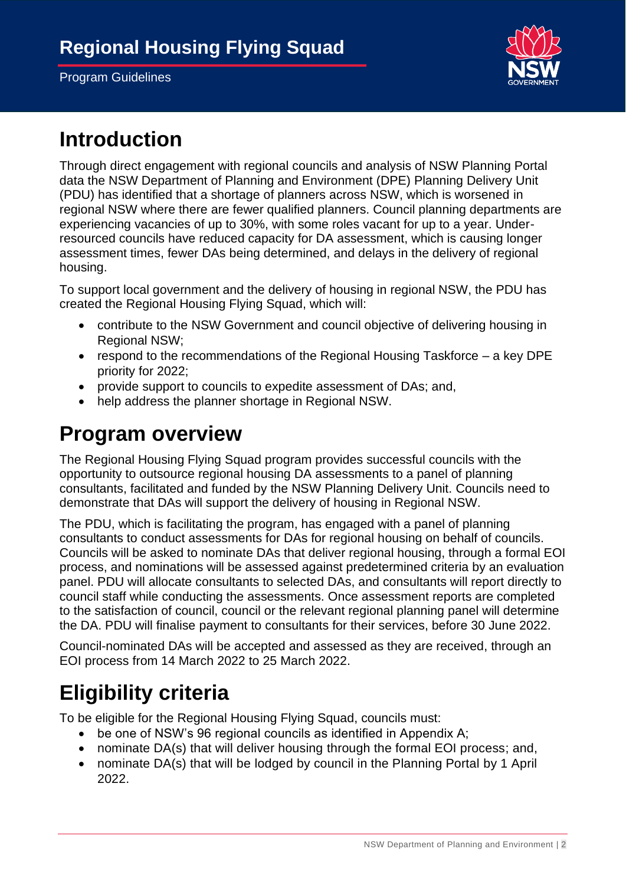# Regional Housing Flying Squad

Program Guidelines

## Introduction

Through direct engagement with regional councils and analysis of NSW Planning Portal data the NSW Department of Planning and Environment (DPE) Planning Delivery Unit (PDU) has identified that a shortage of planners across NSW, which is worsened in regional NSW where there are fewer qualified planners. Council planning departments are experiencing vacancies of up to 30%, with some roles vacant for up to a year. Under-resourced councils have reduced capacity for DA assessment, which is causing longer assessment times, fewer DAs being determined, and delays in the delivery of regional housing.

To support local government and the delivery of housing in regional NSW, the PDU has created the Regional Housing Flying Squad, which will:

- contribute to the NSW Government and council objective of delivering housing in Regional NSW;
- respond to the recommendations of the Regional Housing Taskforce – a key DPE priority for 2022;
- provide support to councils to expedite assessment of DAs; and,
- help address the planner shortage in Regional NSW.

## Program overview

The Regional Housing Flying Squad program provides successful councils with the opportunity to outsource regional housing DA assessments to a panel of planning consultants, facilitated and funded by the NSW Planning Delivery Unit. Councils need to demonstrate that DAs will support the delivery of housing in Regional NSW.

The PDU, which is facilitating the program, has engaged with a panel of planning consultants to conduct assessments for DAs for regional housing on behalf of councils. Councils will be asked to nominate DAs that deliver regional housing, through a formal EOI process, and nominations will be assessed against predetermined criteria by an evaluation panel. PDU will allocate consultants to selected DAs, and consultants will report directly to council staff while conducting the assessments. Once assessment reports are completed to the satisfaction of council, council or the relevant regional planning panel will determine the DA. PDU will finalise payment to consultants for their services, before 30 June 2022.

Council-nominated DAs will be accepted and assessed as they are received, through an EOI process from 14 March 2022 to 25 March 2022.

## Eligibility criteria

To be eligible for the Regional Housing Flying Squad, councils must:

- be one of NSW's 96 regional councils as identified in Appendix A;
- nominate DA(s) that will deliver housing through the formal EOI process; and,
- nominate DA(s) that will be lodged by council in the Planning Portal by 1 April 2022.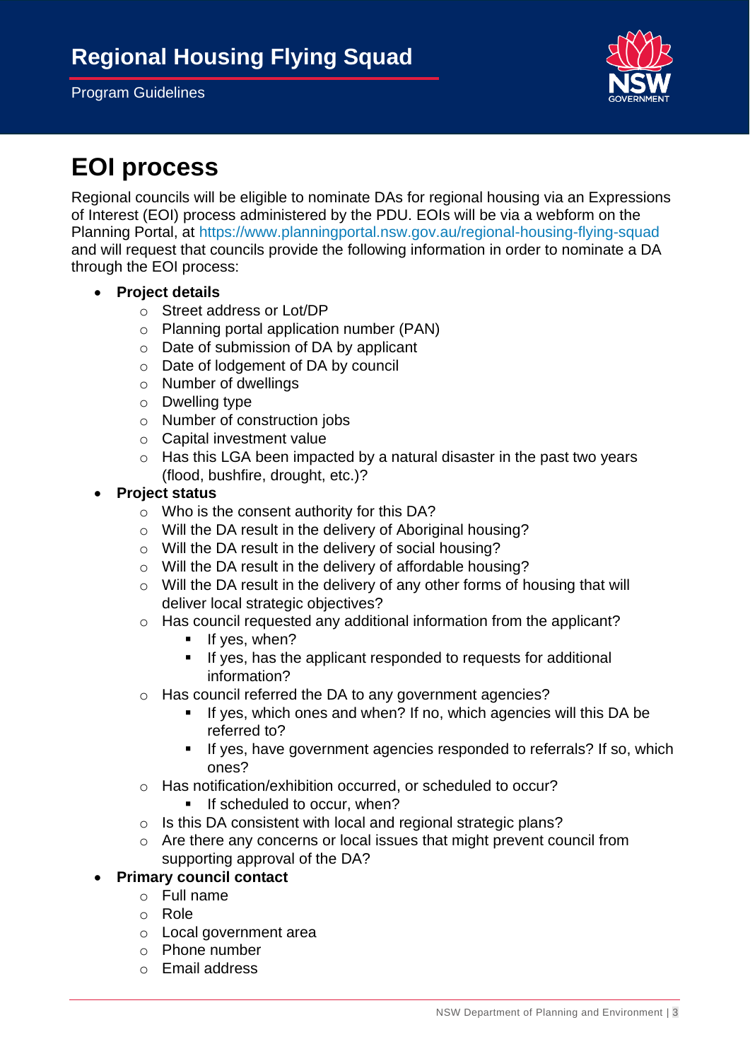# EOI process

Regional councils will be eligible to nominate DAs for regional housing via an Expressions of Interest (EOI) process administered by the PDU. EOIs will be via a webform on the Planning Portal, at https://www.planningportal.nsw.gov.au/regional-housing-flying-squad and will request that councils provide the following information in order to nominate a DA through the EOI process:

- **Project details**
  - Street address or Lot/DP
  - Planning portal application number (PAN)
  - Date of submission of DA by applicant
  - Date of lodgement of DA by council
  - Number of dwellings
  - Dwelling type
  - Number of construction jobs
  - Capital investment value
  - Has this LGA been impacted by a natural disaster in the past two years (flood, bushfire, drought, etc.)?
- **Project status**
  - Who is the consent authority for this DA?
  - Will the DA result in the delivery of Aboriginal housing?
  - Will the DA result in the delivery of social housing?
  - Will the DA result in the delivery of affordable housing?
  - Will the DA result in the delivery of any other forms of housing that will deliver local strategic objectives?
  - Has council requested any additional information from the applicant?
    - If yes, when?
    - If yes, has the applicant responded to requests for additional information?
  - Has council referred the DA to any government agencies?
    - If yes, which ones and when? If no, which agencies will this DA be referred to?
    - If yes, have government agencies responded to referrals? If so, which ones?
  - Has notification/exhibition occurred, or scheduled to occur?
    - If scheduled to occur, when?
  - Is this DA consistent with local and regional strategic plans?
  - Are there any concerns or local issues that might prevent council from supporting approval of the DA?
- **Primary council contact**
  - Full name
  - Role
  - Local government area
  - Phone number
  - Email address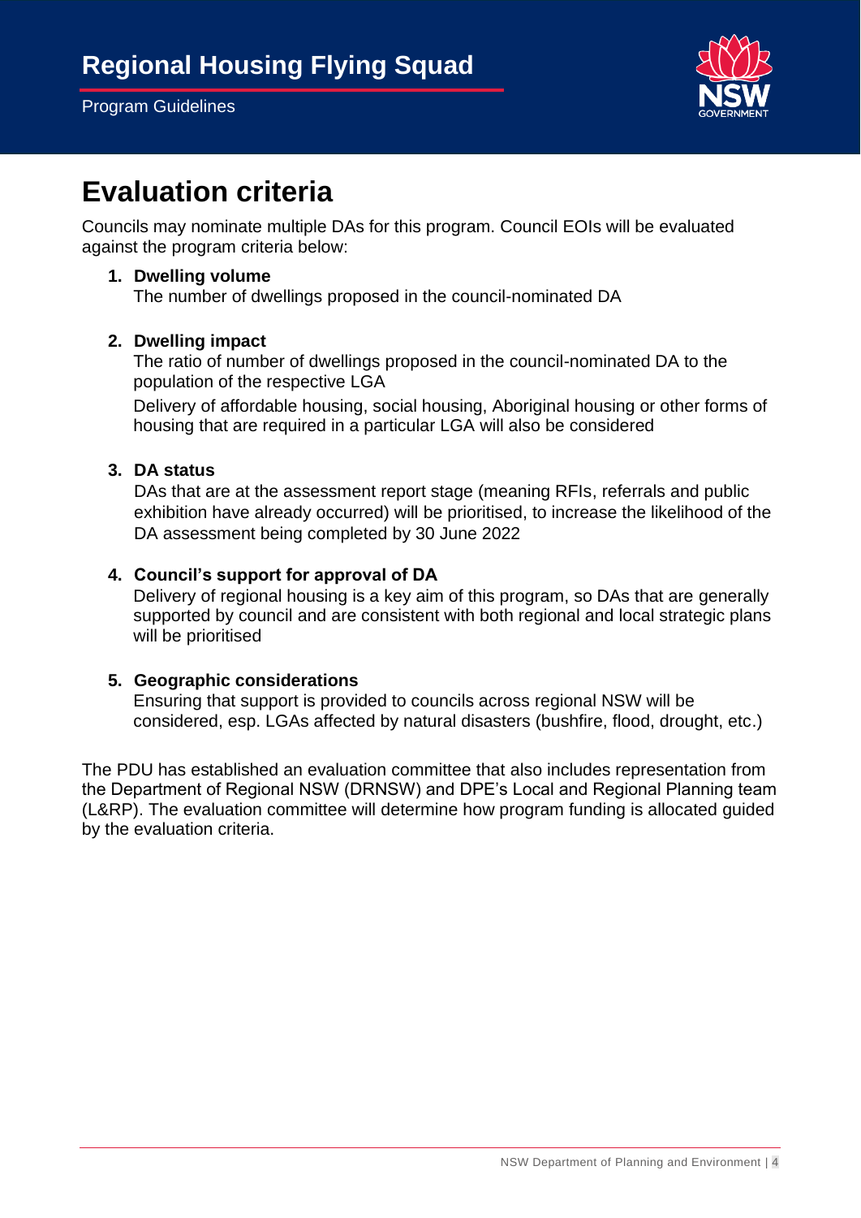# Evaluation criteria

Councils may nominate multiple DAs for this program. Council EOIs will be evaluated against the program criteria below:

1. **Dwelling volume**
   The number of dwellings proposed in the council-nominated DA

2. **Dwelling impact**
   The ratio of number of dwellings proposed in the council-nominated DA to the population of the respective LGA

   Delivery of affordable housing, social housing, Aboriginal housing or other forms of housing that are required in a particular LGA will also be considered

3. **DA status**
   DAs that are at the assessment report stage (meaning RFIs, referrals and public exhibition have already occurred) will be prioritised, to increase the likelihood of the DA assessment being completed by 30 June 2022

4. **Council's support for approval of DA**
   Delivery of regional housing is a key aim of this program, so DAs that are generally supported by council and are consistent with both regional and local strategic plans will be prioritised

5. **Geographic considerations**
   Ensuring that support is provided to councils across regional NSW will be considered, esp. LGAs affected by natural disasters (bushfire, flood, drought, etc.)

The PDU has established an evaluation committee that also includes representation from the Department of Regional NSW (DRNSW) and DPE's Local and Regional Planning team (L&RP). The evaluation committee will determine how program funding is allocated guided by the evaluation criteria.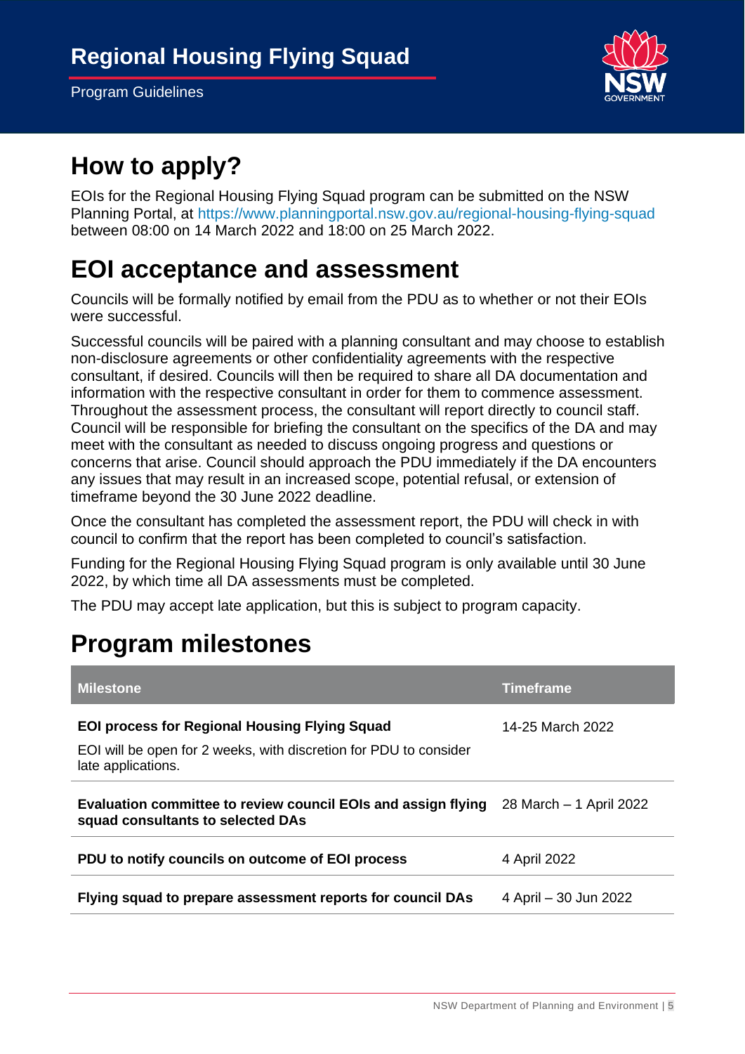# How to apply?

EOIs for the Regional Housing Flying Squad program can be submitted on the NSW Planning Portal, at https://www.planningportal.nsw.gov.au/regional-housing-flying-squad between 08:00 on 14 March 2022 and 18:00 on 25 March 2022.

# EOI acceptance and assessment

Councils will be formally notified by email from the PDU as to whether or not their EOIs were successful.

Successful councils will be paired with a planning consultant and may choose to establish non-disclosure agreements or other confidentiality agreements with the respective consultant, if desired. Councils will then be required to share all DA documentation and information with the respective consultant in order for them to commence assessment. Throughout the assessment process, the consultant will report directly to council staff. Council will be responsible for briefing the consultant on the specifics of the DA and may meet with the consultant as needed to discuss ongoing progress and questions or concerns that arise. Council should approach the PDU immediately if the DA encounters any issues that may result in an increased scope, potential refusal, or extension of timeframe beyond the 30 June 2022 deadline.

Once the consultant has completed the assessment report, the PDU will check in with council to confirm that the report has been completed to council's satisfaction.

Funding for the Regional Housing Flying Squad program is only available until 30 June 2022, by which time all DA assessments must be completed.

The PDU may accept late application, but this is subject to program capacity.

# Program milestones

| Milestone | Timeframe |
|---|---|
| **EOI process for Regional Housing Flying Squad**<br>EOI will be open for 2 weeks, with discretion for PDU to consider late applications. | 14-25 March 2022 |
| **Evaluation committee to review council EOIs and assign flying squad consultants to selected DAs** | 28 March – 1 April 2022 |
| **PDU to notify councils on outcome of EOI process** | 4 April 2022 |
| **Flying squad to prepare assessment reports for council DAs** | 4 April – 30 Jun 2022 |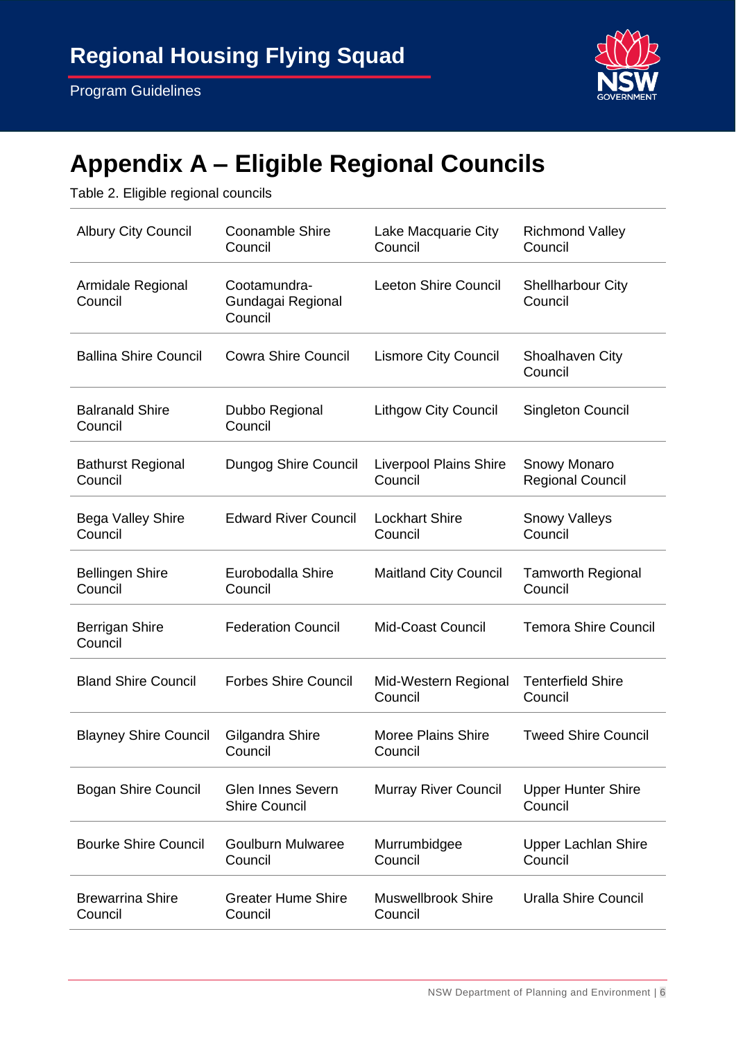# Appendix A – Eligible Regional Councils

Table 2. Eligible regional councils

| | | | |
|---|---|---|---|
| Albury City Council | Coonamble Shire Council | Lake Macquarie City Council | Richmond Valley Council |
| Armidale Regional Council | Cootamundra-Gundagai Regional Council | Leeton Shire Council | Shellharbour City Council |
| Ballina Shire Council | Cowra Shire Council | Lismore City Council | Shoalhaven City Council |
| Balranald Shire Council | Dubbo Regional Council | Lithgow City Council | Singleton Council |
| Bathurst Regional Council | Dungog Shire Council | Liverpool Plains Shire Council | Snowy Monaro Regional Council |
| Bega Valley Shire Council | Edward River Council | Lockhart Shire Council | Snowy Valleys Council |
| Bellingen Shire Council | Eurobodalla Shire Council | Maitland City Council | Tamworth Regional Council |
| Berrigan Shire Council | Federation Council | Mid-Coast Council | Temora Shire Council |
| Bland Shire Council | Forbes Shire Council | Mid-Western Regional Council | Tenterfield Shire Council |
| Blayney Shire Council | Gilgandra Shire Council | Moree Plains Shire Council | Tweed Shire Council |
| Bogan Shire Council | Glen Innes Severn Shire Council | Murray River Council | Upper Hunter Shire Council |
| Bourke Shire Council | Goulburn Mulwaree Council | Murrumbidgee Council | Upper Lachlan Shire Council |
| Brewarrina Shire Council | Greater Hume Shire Council | Muswellbrook Shire Council | Uralla Shire Council |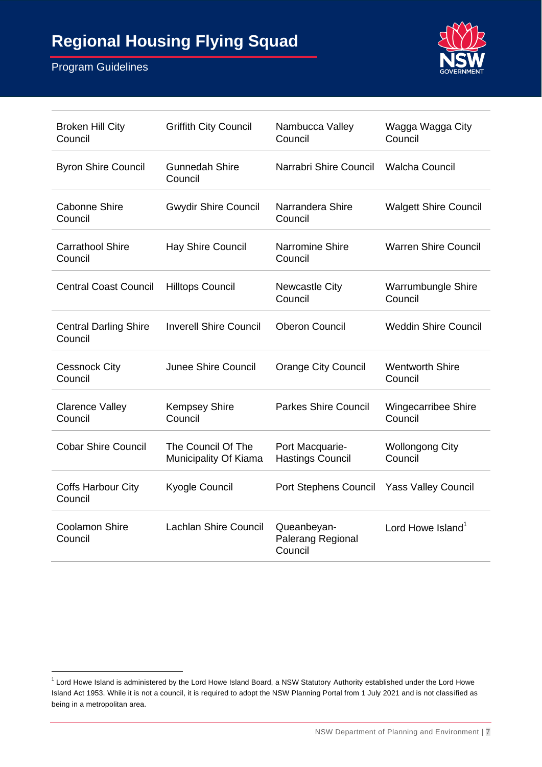| | | | |
|---|---|---|---|
| Broken Hill City Council | Griffith City Council | Nambucca Valley Council | Wagga Wagga City Council |
| Byron Shire Council | Gunnedah Shire Council | Narrabri Shire Council | Walcha Council |
| Cabonne Shire Council | Gwydir Shire Council | Narrandera Shire Council | Walgett Shire Council |
| Carrathool Shire Council | Hay Shire Council | Narromine Shire Council | Warren Shire Council |
| Central Coast Council | Hilltops Council | Newcastle City Council | Warrumbungle Shire Council |
| Central Darling Shire Council | Inverell Shire Council | Oberon Council | Weddin Shire Council |
| Cessnock City Council | Junee Shire Council | Orange City Council | Wentworth Shire Council |
| Clarence Valley Council | Kempsey Shire Council | Parkes Shire Council | Wingecarribee Shire Council |
| Cobar Shire Council | The Council Of The Municipality Of Kiama | Port Macquarie-Hastings Council | Wollongong City Council |
| Coffs Harbour City Council | Kyogle Council | Port Stephens Council | Yass Valley Council |
| Coolamon Shire Council | Lachlan Shire Council | Queanbeyan-Palerang Regional Council | Lord Howe Island[1] |

[1] Lord Howe Island is administered by the Lord Howe Island Board, a NSW Statutory Authority established under the Lord Howe Island Act 1953. While it is not a council, it is required to adopt the NSW Planning Portal from 1 July 2021 and is not classified as being in a metropolitan area.